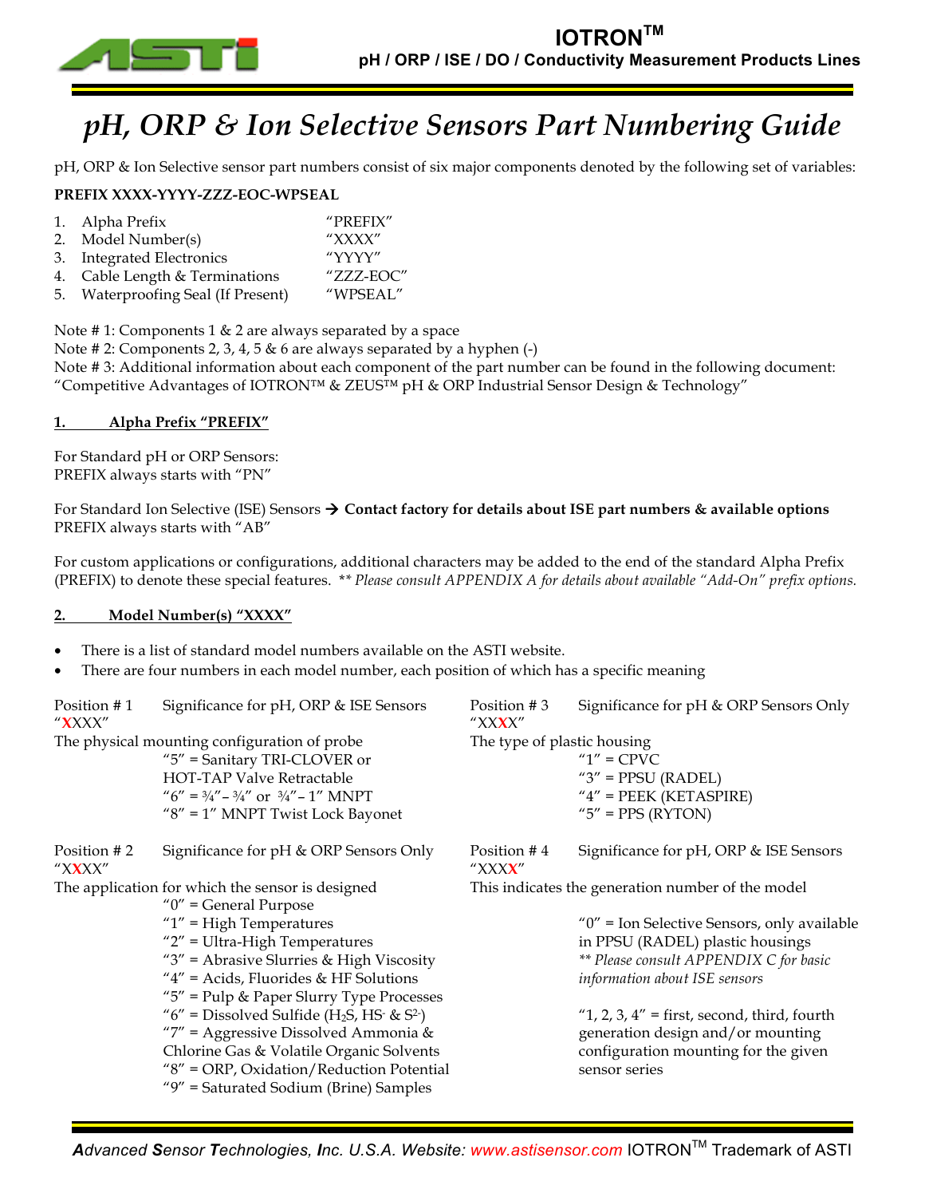# pH, ORP & Ion Selective Sensors Part Numbering Guide

pH, ORP & Ion Selective sensor part numbers consist of six major components denoted by the following set of variables:

**PREFIX XXXX-YYYY-ZZZ-EOC-WPSEAL**

1. Alpha Prefix "PREFIX"
2. Model Number(s) "XXXX"
3. Integrated Electronics "YYYY"
4. Cable Length & Terminations "ZZZ-EOC"
5. Waterproofing Seal (If Present) "WPSEAL"

Note # 1: Components 1 & 2 are always separated by a space
Note # 2: Components 2, 3, 4, 5 & 6 are always separated by a hyphen (-)
Note # 3: Additional information about each component of the part number can be found in the following document: "Competitive Advantages of IOTRON™ & ZEUS™ pH & ORP Industrial Sensor Design & Technology"

## 1. Alpha Prefix "PREFIX"

For Standard pH or ORP Sensors:
PREFIX always starts with "PN"

For Standard Ion Selective (ISE) Sensors → **Contact factory for details about ISE part numbers & available options**
PREFIX always starts with "AB"

For custom applications or configurations, additional characters may be added to the end of the standard Alpha Prefix (PREFIX) to denote these special features. *\*\* Please consult APPENDIX A for details about available "Add-On" prefix options.*

## 2. Model Number(s) "XXXX"

- There is a list of standard model numbers available on the ASTI website.
- There are four numbers in each model number, each position of which has a specific meaning

**Position # 1 "XXXX"** — Significance for pH, ORP & ISE Sensors

The physical mounting configuration of probe
- "5" = Sanitary TRI-CLOVER or HOT-TAP Valve Retractable
- "6" = ¾" – ¾" or ¾" – 1" MNPT
- "8" = 1" MNPT Twist Lock Bayonet

**Position # 2 "XXXX"** — Significance for pH & ORP Sensors Only

The application for which the sensor is designed
- "0" = General Purpose
- "1" = High Temperatures
- "2" = Ultra-High Temperatures
- "3" = Abrasive Slurries & High Viscosity
- "4" = Acids, Fluorides & HF Solutions
- "5" = Pulp & Paper Slurry Type Processes
- "6" = Dissolved Sulfide ($H_2S$, $HS^-$ & $S^{2-}$)
- "7" = Aggressive Dissolved Ammonia & Chlorine Gas & Volatile Organic Solvents
- "8" = ORP, Oxidation/Reduction Potential
- "9" = Saturated Sodium (Brine) Samples

**Position # 3 "XXXX"** — Significance for pH & ORP Sensors Only

The type of plastic housing
- "1" = CPVC
- "3" = PPSU (RADEL)
- "4" = PEEK (KETASPIRE)
- "5" = PPS (RYTON)

**Position # 4 "XXXX"** — Significance for pH, ORP & ISE Sensors

This indicates the generation number of the model

- "0" = Ion Selective Sensors, only available in PPSU (RADEL) plastic housings *\*\* Please consult APPENDIX C for basic information about ISE sensors*
- "1, 2, 3, 4" = first, second, third, fourth generation design and/or mounting configuration mounting for the given sensor series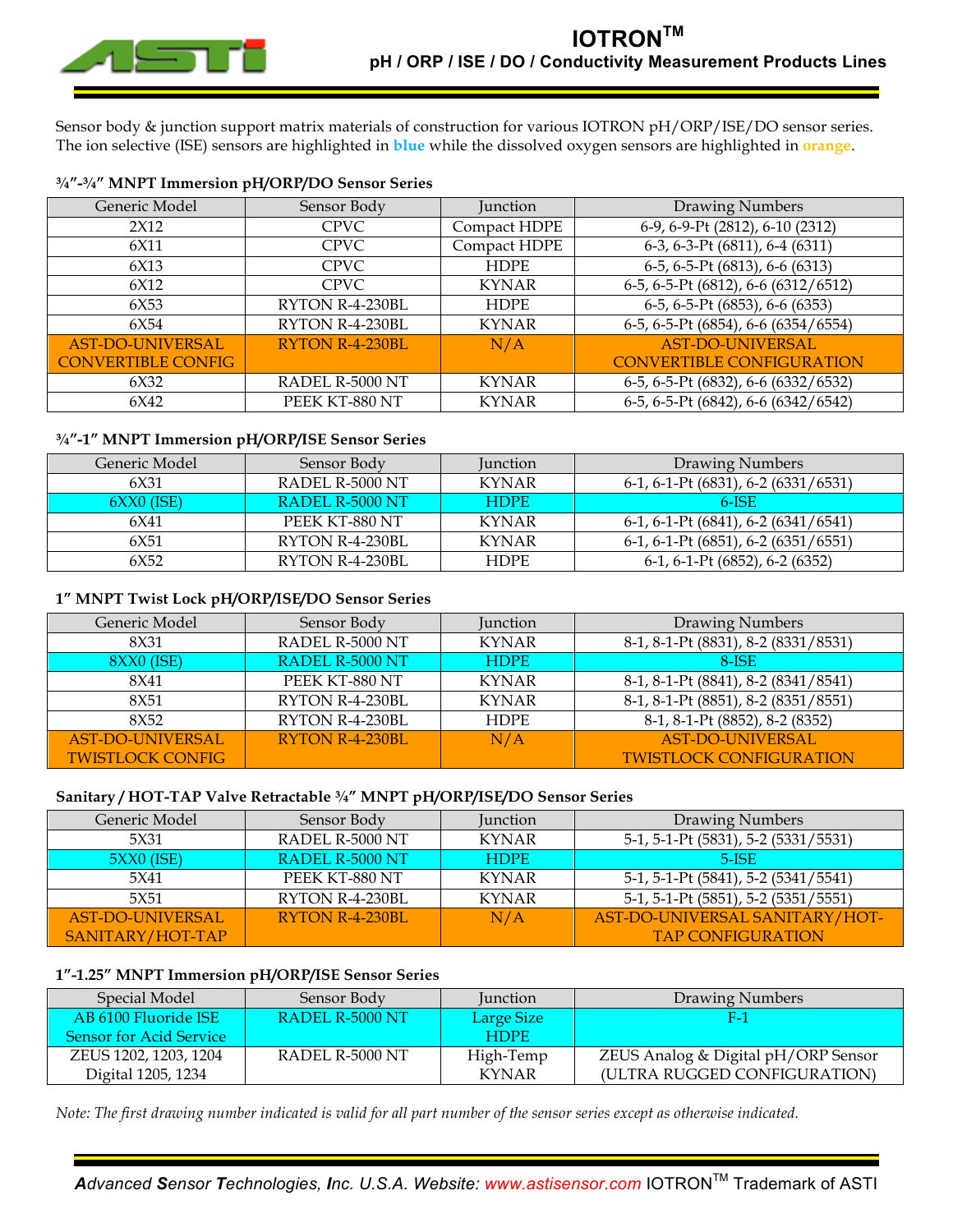# IOTRON™

## pH / ORP / ISE / DO / Conductivity Measurement Products Lines

Sensor body & junction support matrix materials of construction for various IOTRON pH/ORP/ISE/DO sensor series. The ion selective (ISE) sensors are highlighted in **blue** while the dissolved oxygen sensors are highlighted in **orange**.

**¾"-¾" MNPT Immersion pH/ORP/DO Sensor Series**

| Generic Model | Sensor Body | Junction | Drawing Numbers |
|---|---|---|---|
| 2X12 | CPVC | Compact HDPE | 6-9, 6-9-Pt (2812), 6-10 (2312) |
| 6X11 | CPVC | Compact HDPE | 6-3, 6-3-Pt (6811), 6-4 (6311) |
| 6X13 | CPVC | HDPE | 6-5, 6-5-Pt (6813), 6-6 (6313) |
| 6X12 | CPVC | KYNAR | 6-5, 6-5-Pt (6812), 6-6 (6312/6512) |
| 6X53 | RYTON R-4-230BL | HDPE | 6-5, 6-5-Pt (6853), 6-6 (6353) |
| 6X54 | RYTON R-4-230BL | KYNAR | 6-5, 6-5-Pt (6854), 6-6 (6354/6554) |
| AST-DO-UNIVERSAL CONVERTIBLE CONFIG | RYTON R-4-230BL | N/A | AST-DO-UNIVERSAL CONVERTIBLE CONFIGURATION |
| 6X32 | RADEL R-5000 NT | KYNAR | 6-5, 6-5-Pt (6832), 6-6 (6332/6532) |
| 6X42 | PEEK KT-880 NT | KYNAR | 6-5, 6-5-Pt (6842), 6-6 (6342/6542) |

**¾"-1" MNPT Immersion pH/ORP/ISE Sensor Series**

| Generic Model | Sensor Body | Junction | Drawing Numbers |
|---|---|---|---|
| 6X31 | RADEL R-5000 NT | KYNAR | 6-1, 6-1-Pt (6831), 6-2 (6331/6531) |
| 6XX0 (ISE) | RADEL R-5000 NT | HDPE | 6-ISE |
| 6X41 | PEEK KT-880 NT | KYNAR | 6-1, 6-1-Pt (6841), 6-2 (6341/6541) |
| 6X51 | RYTON R-4-230BL | KYNAR | 6-1, 6-1-Pt (6851), 6-2 (6351/6551) |
| 6X52 | RYTON R-4-230BL | HDPE | 6-1, 6-1-Pt (6852), 6-2 (6352) |

**1" MNPT Twist Lock pH/ORP/ISE/DO Sensor Series**

| Generic Model | Sensor Body | Junction | Drawing Numbers |
|---|---|---|---|
| 8X31 | RADEL R-5000 NT | KYNAR | 8-1, 8-1-Pt (8831), 8-2 (8331/8531) |
| 8XX0 (ISE) | RADEL R-5000 NT | HDPE | 8-ISE |
| 8X41 | PEEK KT-880 NT | KYNAR | 8-1, 8-1-Pt (8841), 8-2 (8341/8541) |
| 8X51 | RYTON R-4-230BL | KYNAR | 8-1, 8-1-Pt (8851), 8-2 (8351/8551) |
| 8X52 | RYTON R-4-230BL | HDPE | 8-1, 8-1-Pt (8852), 8-2 (8352) |
| AST-DO-UNIVERSAL TWISTLOCK CONFIG | RYTON R-4-230BL | N/A | AST-DO-UNIVERSAL TWISTLOCK CONFIGURATION |

**Sanitary / HOT-TAP Valve Retractable ¾" MNPT pH/ORP/ISE/DO Sensor Series**

| Generic Model | Sensor Body | Junction | Drawing Numbers |
|---|---|---|---|
| 5X31 | RADEL R-5000 NT | KYNAR | 5-1, 5-1-Pt (5831), 5-2 (5331/5531) |
| 5XX0 (ISE) | RADEL R-5000 NT | HDPE | 5-ISE |
| 5X41 | PEEK KT-880 NT | KYNAR | 5-1, 5-1-Pt (5841), 5-2 (5341/5541) |
| 5X51 | RYTON R-4-230BL | KYNAR | 5-1, 5-1-Pt (5851), 5-2 (5351/5551) |
| AST-DO-UNIVERSAL SANITARY/HOT-TAP | RYTON R-4-230BL | N/A | AST-DO-UNIVERSAL SANITARY/HOT-TAP CONFIGURATION |

**1"-1.25" MNPT Immersion pH/ORP/ISE Sensor Series**

| Special Model | Sensor Body | Junction | Drawing Numbers |
|---|---|---|---|
| AB 6100 Fluoride ISE Sensor for Acid Service | RADEL R-5000 NT | Large Size HDPE | F-1 |
| ZEUS 1202, 1203, 1204 Digital 1205, 1234 | RADEL R-5000 NT | High-Temp KYNAR | ZEUS Analog & Digital pH/ORP Sensor (ULTRA RUGGED CONFIGURATION) |

*Note: The first drawing number indicated is valid for all part number of the sensor series except as otherwise indicated.*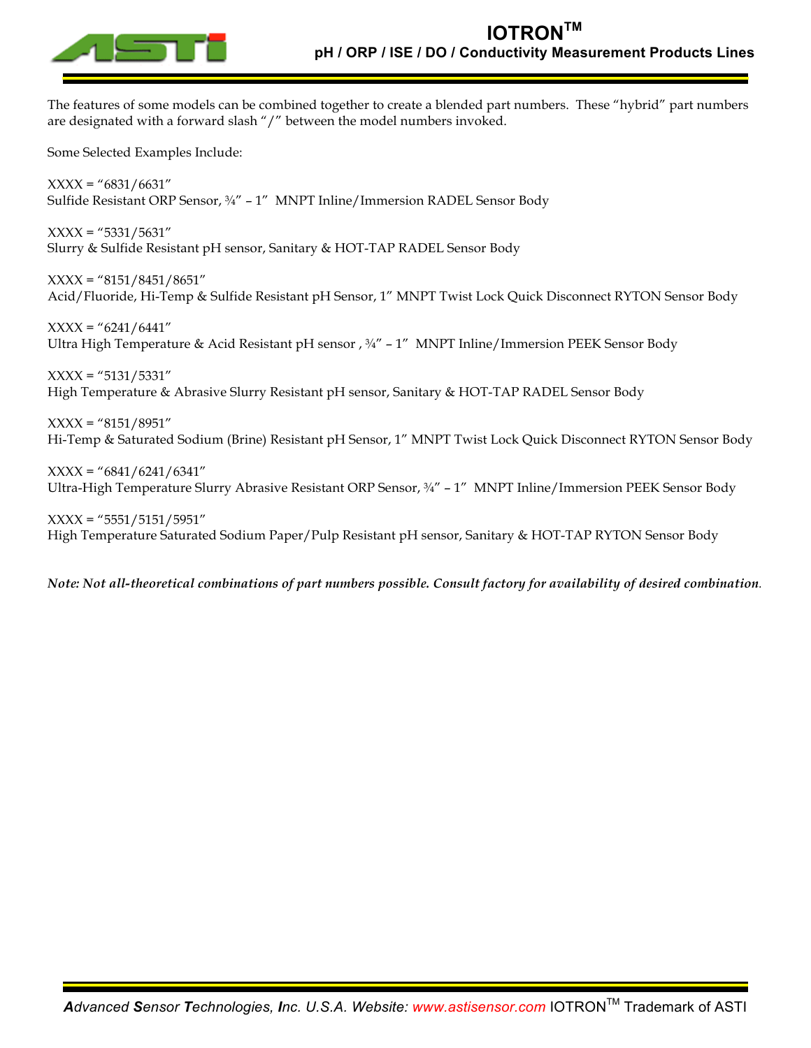The features of some models can be combined together to create a blended part numbers. These "hybrid" part numbers are designated with a forward slash "/" between the model numbers invoked.

Some Selected Examples Include:

XXXX = "6831/6631"
Sulfide Resistant ORP Sensor, ¾" – 1" MNPT Inline/Immersion RADEL Sensor Body

XXXX = "5331/5631"
Slurry & Sulfide Resistant pH sensor, Sanitary & HOT-TAP RADEL Sensor Body

XXXX = "8151/8451/8651"
Acid/Fluoride, Hi-Temp & Sulfide Resistant pH Sensor, 1" MNPT Twist Lock Quick Disconnect RYTON Sensor Body

XXXX = "6241/6441"
Ultra High Temperature & Acid Resistant pH sensor , ¾" – 1" MNPT Inline/Immersion PEEK Sensor Body

XXXX = "5131/5331"
High Temperature & Abrasive Slurry Resistant pH sensor, Sanitary & HOT-TAP RADEL Sensor Body

XXXX = "8151/8951"
Hi-Temp & Saturated Sodium (Brine) Resistant pH Sensor, 1" MNPT Twist Lock Quick Disconnect RYTON Sensor Body

XXXX = "6841/6241/6341"
Ultra-High Temperature Slurry Abrasive Resistant ORP Sensor, ¾" – 1" MNPT Inline/Immersion PEEK Sensor Body

XXXX = "5551/5151/5951"
High Temperature Saturated Sodium Paper/Pulp Resistant pH sensor, Sanitary & HOT-TAP RYTON Sensor Body

***Note: Not all-theoretical combinations of part numbers possible. Consult factory for availability of desired combination.***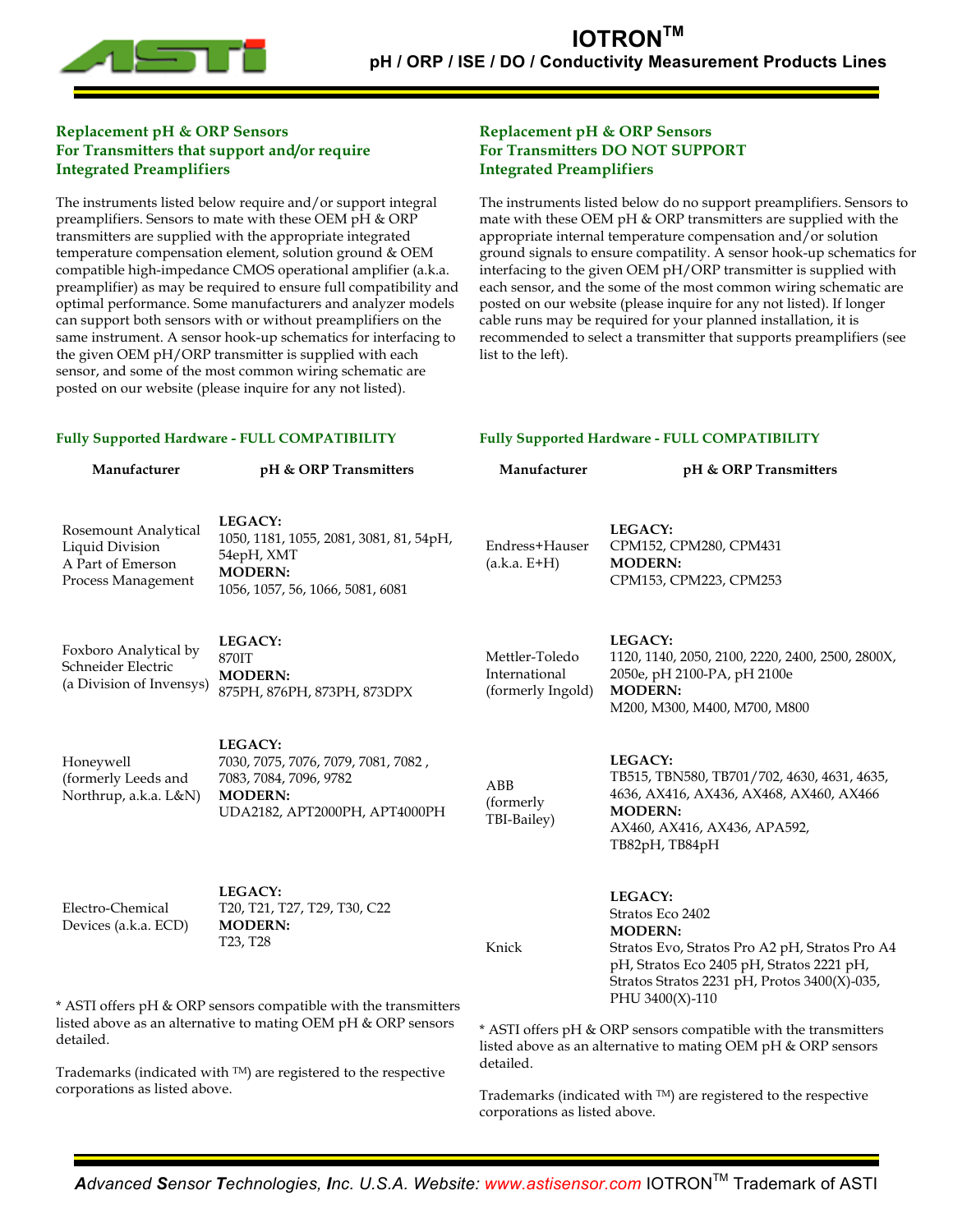# IOTRON™

## pH / ORP / ISE / DO / Conductivity Measurement Products Lines

### Replacement pH & ORP Sensors For Transmitters that support and/or require Integrated Preamplifiers

The instruments listed below require and/or support integral preamplifiers. Sensors to mate with these OEM pH & ORP transmitters are supplied with the appropriate integrated temperature compensation element, solution ground & OEM compatible high-impedance CMOS operational amplifier (a.k.a. preamplifier) as may be required to ensure full compatibility and optimal performance. Some manufacturers and analyzer models can support both sensors with or without preamplifiers on the same instrument. A sensor hook-up schematics for interfacing to the given OEM pH/ORP transmitter is supplied with each sensor, and some of the most common wiring schematic are posted on our website (please inquire for any not listed).

**Fully Supported Hardware - FULL COMPATIBILITY**

| Manufacturer | pH & ORP Transmitters |
|---|---|
| Rosemount Analytical Liquid Division A Part of Emerson Process Management | **LEGACY:** 1050, 1181, 1055, 2081, 3081, 81, 54pH, 54epH, XMT **MODERN:** 1056, 1057, 56, 1066, 5081, 6081 |
| Foxboro Analytical by Schneider Electric (a Division of Invensys) | **LEGACY:** 870IT **MODERN:** 875PH, 876PH, 873PH, 873DPX |
| Honeywell (formerly Leeds and Northrup, a.k.a. L&N) | **LEGACY:** 7030, 7075, 7076, 7079, 7081, 7082 , 7083, 7084, 7096, 9782 **MODERN:** UDA2182, APT2000PH, APT4000PH |
| Electro-Chemical Devices (a.k.a. ECD) | **LEGACY:** T20, T21, T27, T29, T30, C22 **MODERN:** T23, T28 |

* ASTI offers pH & ORP sensors compatible with the transmitters listed above as an alternative to mating OEM pH & ORP sensors detailed.

Trademarks (indicated with ™) are registered to the respective corporations as listed above.

### Replacement pH & ORP Sensors For Transmitters DO NOT SUPPORT Integrated Preamplifiers

The instruments listed below do no support preamplifiers. Sensors to mate with these OEM pH & ORP transmitters are supplied with the appropriate internal temperature compensation and/or solution ground signals to ensure compatility. A sensor hook-up schematics for interfacing to the given OEM pH/ORP transmitter is supplied with each sensor, and the some of the most common wiring schematic are posted on our website (please inquire for any not listed). If longer cable runs may be required for your planned installation, it is recommended to select a transmitter that supports preamplifiers (see list to the left).

**Fully Supported Hardware - FULL COMPATIBILITY**

| Manufacturer | pH & ORP Transmitters |
|---|---|
| Endress+Hauser (a.k.a. E+H) | **LEGACY:** CPM152, CPM280, CPM431 **MODERN:** CPM153, CPM223, CPM253 |
| Mettler-Toledo International (formerly Ingold) | **LEGACY:** 1120, 1140, 2050, 2100, 2220, 2400, 2500, 2800X, 2050e, pH 2100-PA, pH 2100e **MODERN:** M200, M300, M400, M700, M800 |
| ABB (formerly TBI-Bailey) | **LEGACY:** TB515, TBN580, TB701/702, 4630, 4631, 4635, 4636, AX416, AX436, AX468, AX460, AX466 **MODERN:** AX460, AX416, AX436, APA592, TB82pH, TB84pH |
| Knick | **LEGACY:** Stratos Eco 2402 **MODERN:** Stratos Evo, Stratos Pro A2 pH, Stratos Pro A4 pH, Stratos Eco 2405 pH, Stratos 2221 pH, Stratos Stratos 2231 pH, Protos 3400(X)-035, PHU 3400(X)-110 |

* ASTI offers pH & ORP sensors compatible with the transmitters listed above as an alternative to mating OEM pH & ORP sensors detailed.

Trademarks (indicated with ™) are registered to the respective corporations as listed above.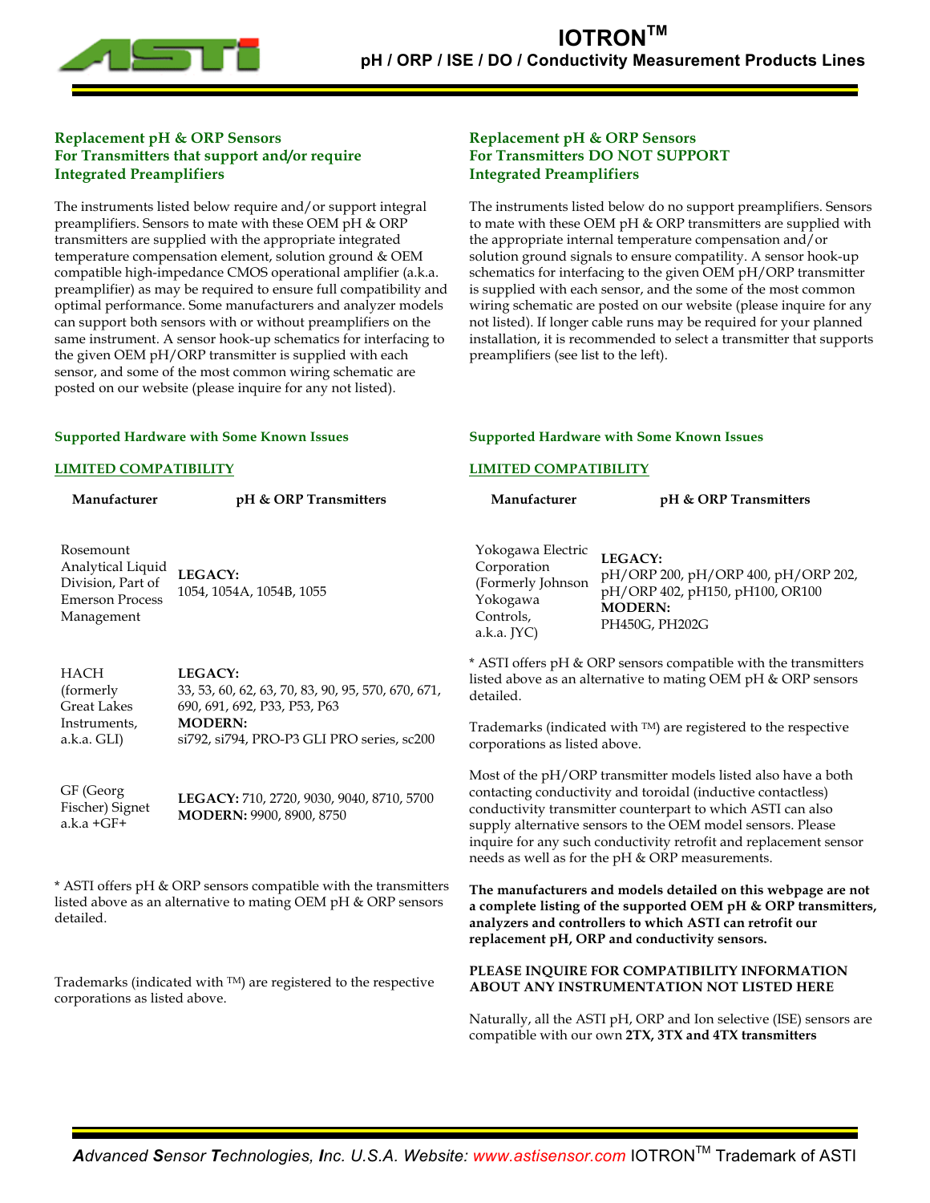## Replacement pH & ORP Sensors For Transmitters that support and/or require Integrated Preamplifiers

The instruments listed below require and/or support integral preamplifiers. Sensors to mate with these OEM pH & ORP transmitters are supplied with the appropriate integrated temperature compensation element, solution ground & OEM compatible high-impedance CMOS operational amplifier (a.k.a. preamplifier) as may be required to ensure full compatibility and optimal performance. Some manufacturers and analyzer models can support both sensors with or without preamplifiers on the same instrument. A sensor hook-up schematics for interfacing to the given OEM pH/ORP transmitter is supplied with each sensor, and some of the most common wiring schematic are posted on our website (please inquire for any not listed).

### Supported Hardware with Some Known Issues

**LIMITED COMPATIBILITY**

| Manufacturer | pH & ORP Transmitters |
|---|---|
| Rosemount Analytical Liquid Division, Part of Emerson Process Management | **LEGACY:** 1054, 1054A, 1054B, 1055 |
| HACH (formerly Great Lakes Instruments, a.k.a. GLI) | **LEGACY:** 33, 53, 60, 62, 63, 70, 83, 90, 95, 570, 670, 671, 690, 691, 692, P33, P53, P63 **MODERN:** si792, si794, PRO-P3 GLI PRO series, sc200 |
| GF (Georg Fischer) Signet a.k.a +GF+ | **LEGACY:** 710, 2720, 9030, 9040, 8710, 5700 **MODERN:** 9900, 8900, 8750 |

\* ASTI offers pH & ORP sensors compatible with the transmitters listed above as an alternative to mating OEM pH & ORP sensors detailed.

Trademarks (indicated with TM) are registered to the respective corporations as listed above.

## Replacement pH & ORP Sensors For Transmitters DO NOT SUPPORT Integrated Preamplifiers

The instruments listed below do no support preamplifiers. Sensors to mate with these OEM pH & ORP transmitters are supplied with the appropriate internal temperature compensation and/or solution ground signals to ensure compatility. A sensor hook-up schematics for interfacing to the given OEM pH/ORP transmitter is supplied with each sensor, and the some of the most common wiring schematic are posted on our website (please inquire for any not listed). If longer cable runs may be required for your planned installation, it is recommended to select a transmitter that supports preamplifiers (see list to the left).

### Supported Hardware with Some Known Issues

**LIMITED COMPATIBILITY**

| Manufacturer | pH & ORP Transmitters |
|---|---|
| Yokogawa Electric Corporation (Formerly Johnson Yokogawa Controls, a.k.a. JYC) | **LEGACY:** pH/ORP 200, pH/ORP 400, pH/ORP 202, pH/ORP 402, pH150, pH100, OR100 **MODERN:** PH450G, PH202G |

\* ASTI offers pH & ORP sensors compatible with the transmitters listed above as an alternative to mating OEM pH & ORP sensors detailed.

Trademarks (indicated with TM) are registered to the respective corporations as listed above.

Most of the pH/ORP transmitter models listed also have a both contacting conductivity and toroidal (inductive contactless) conductivity transmitter counterpart to which ASTI can also supply alternative sensors to the OEM model sensors. Please inquire for any such conductivity retrofit and replacement sensor needs as well as for the pH & ORP measurements.

**The manufacturers and models detailed on this webpage are not a complete listing of the supported OEM pH & ORP transmitters, analyzers and controllers to which ASTI can retrofit our replacement pH, ORP and conductivity sensors.**

**PLEASE INQUIRE FOR COMPATIBILITY INFORMATION ABOUT ANY INSTRUMENTATION NOT LISTED HERE**

Naturally, all the ASTI pH, ORP and Ion selective (ISE) sensors are compatible with our own **2TX, 3TX and 4TX transmitters**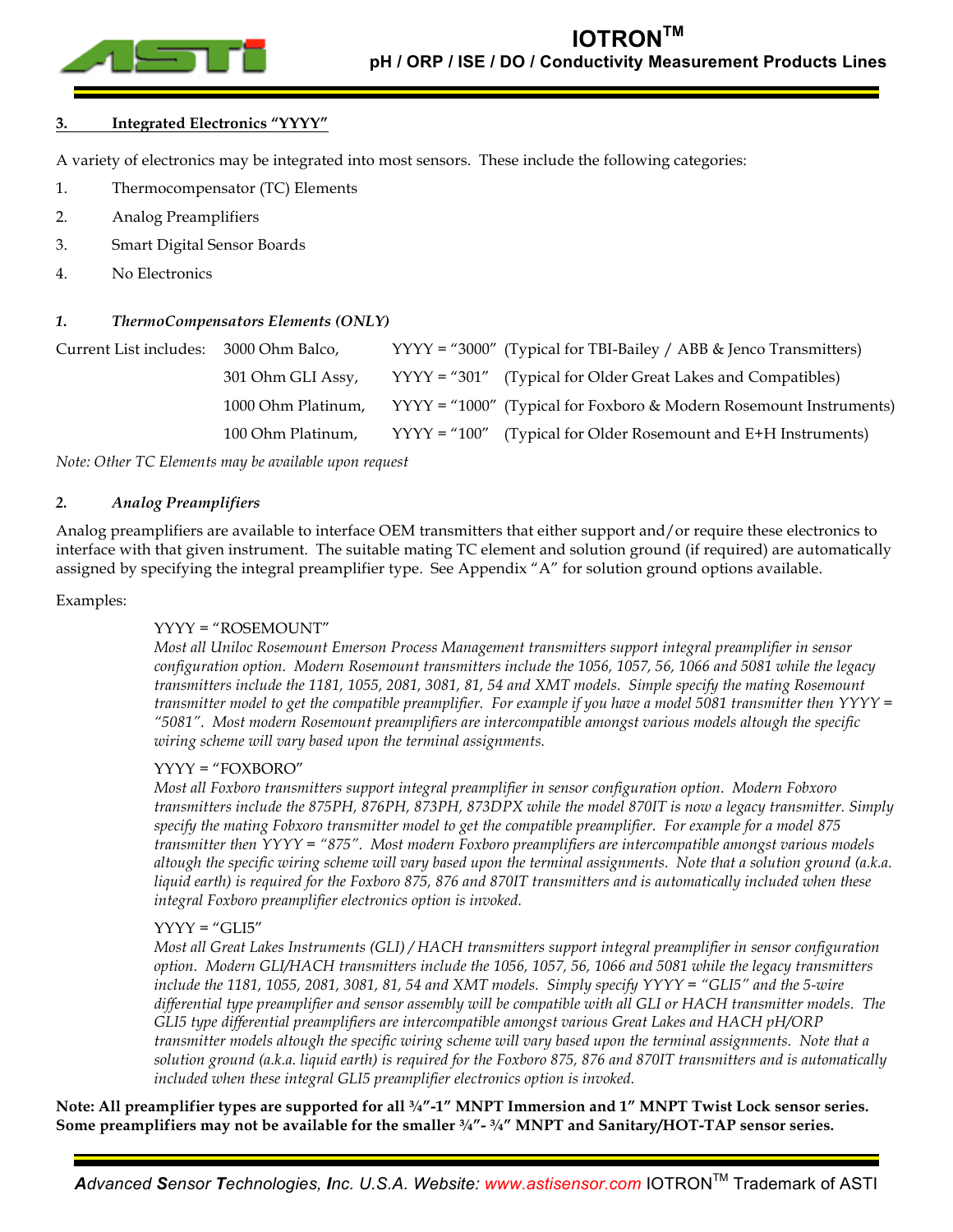## 3. Integrated Electronics "YYYY"

A variety of electronics may be integrated into most sensors. These include the following categories:

1. Thermocompensator (TC) Elements
2. Analog Preamplifiers
3. Smart Digital Sensor Boards
4. No Electronics

### *1. ThermoCompensators Elements (ONLY)*

| Current List includes: | | | |
|---|---|---|---|
| | 3000 Ohm Balco, | YYYY = "3000" | (Typical for TBI-Bailey / ABB & Jenco Transmitters) |
| | 301 Ohm GLI Assy, | YYYY = "301" | (Typical for Older Great Lakes and Compatibles) |
| | 1000 Ohm Platinum, | YYYY = "1000" | (Typical for Foxboro & Modern Rosemount Instruments) |
| | 100 Ohm Platinum, | YYYY = "100" | (Typical for Older Rosemount and E+H Instruments) |

*Note: Other TC Elements may be available upon request*

### *2. Analog Preamplifiers*

Analog preamplifiers are available to interface OEM transmitters that either support and/or require these electronics to interface with that given instrument. The suitable mating TC element and solution ground (if required) are automatically assigned by specifying the integral preamplifier type. See Appendix "A" for solution ground options available.

Examples:

YYYY = "ROSEMOUNT"
*Most all Uniloc Rosemount Emerson Process Management transmitters support integral preamplifier in sensor configuration option. Modern Rosemount transmitters include the 1056, 1057, 56, 1066 and 5081 while the legacy transmitters include the 1181, 1055, 2081, 3081, 81, 54 and XMT models. Simple specify the mating Rosemount transmitter model to get the compatible preamplifier. For example if you have a model 5081 transmitter then YYYY = "5081". Most modern Rosemount preamplifiers are intercompatible amongst various models altough the specific wiring scheme will vary based upon the terminal assignments.*

YYYY = "FOXBORO"
*Most all Foxboro transmitters support integral preamplifier in sensor configuration option. Modern Fobxoro transmitters include the 875PH, 876PH, 873PH, 873DPX while the model 870IT is now a legacy transmitter. Simply specify the mating Fobxoro transmitter model to get the compatible preamplifier. For example for a model 875 transmitter then YYYY = "875". Most modern Foxboro preamplifiers are intercompatible amongst various models altough the specific wiring scheme will vary based upon the terminal assignments. Note that a solution ground (a.k.a. liquid earth) is required for the Foxboro 875, 876 and 870IT transmitters and is automatically included when these integral Foxboro preamplifier electronics option is invoked.*

YYYY = "GLI5"
*Most all Great Lakes Instruments (GLI) / HACH transmitters support integral preamplifier in sensor configuration option. Modern GLI/HACH transmitters include the 1056, 1057, 56, 1066 and 5081 while the legacy transmitters include the 1181, 1055, 2081, 3081, 81, 54 and XMT models. Simply specify YYYY = "GLI5" and the 5-wire differential type preamplifier and sensor assembly will be compatible with all GLI or HACH transmitter models. The GLI5 type differential preamplifiers are intercompatible amongst various Great Lakes and HACH pH/ORP transmitter models altough the specific wiring scheme will vary based upon the terminal assignments. Note that a solution ground (a.k.a. liquid earth) is required for the Foxboro 875, 876 and 870IT transmitters and is automatically included when these integral GLI5 preamplifier electronics option is invoked.*

**Note: All preamplifier types are supported for all ¾"-1" MNPT Immersion and 1" MNPT Twist Lock sensor series. Some preamplifiers may not be available for the smaller ¾"- ¾" MNPT and Sanitary/HOT-TAP sensor series.**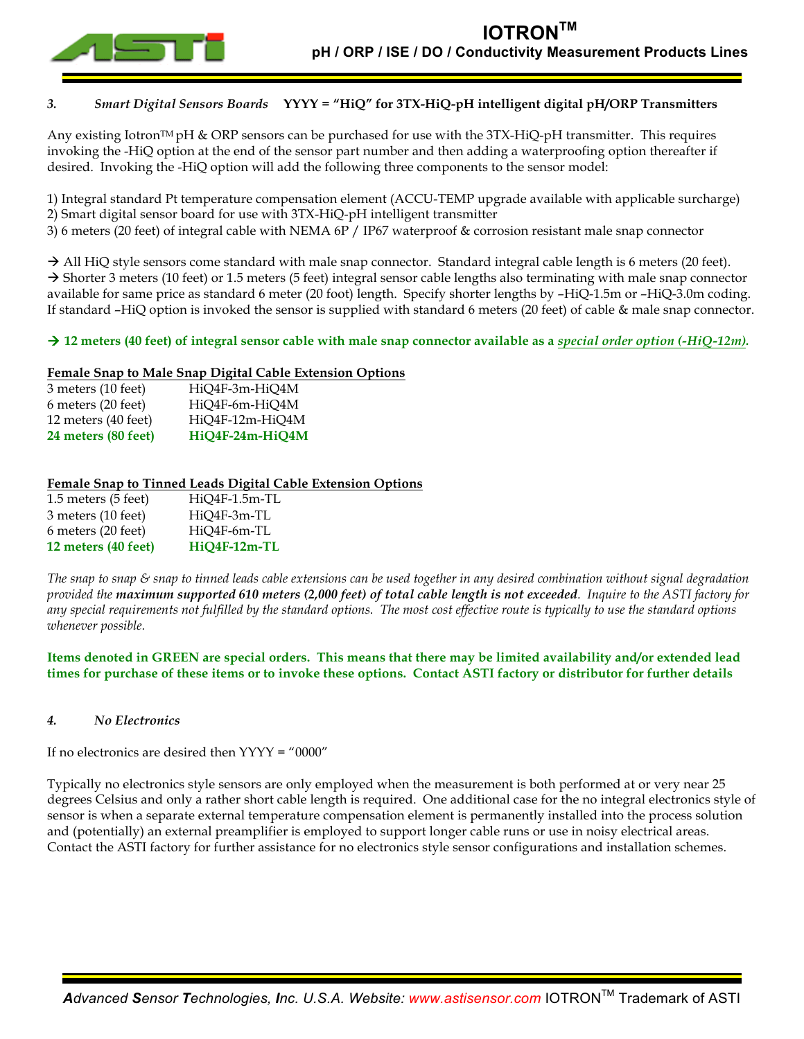### 3. *Smart Digital Sensors Boards* **YYYY = "HiQ" for 3TX-HiQ-pH intelligent digital pH/ORP Transmitters**

Any existing Iotron™ pH & ORP sensors can be purchased for use with the 3TX-HiQ-pH transmitter. This requires invoking the -HiQ option at the end of the sensor part number and then adding a waterproofing option thereafter if desired. Invoking the -HiQ option will add the following three components to the sensor model:

1) Integral standard Pt temperature compensation element (ACCU-TEMP upgrade available with applicable surcharge)
2) Smart digital sensor board for use with 3TX-HiQ-pH intelligent transmitter
3) 6 meters (20 feet) of integral cable with NEMA 6P / IP67 waterproof & corrosion resistant male snap connector

→ All HiQ style sensors come standard with male snap connector. Standard integral cable length is 6 meters (20 feet).
→ Shorter 3 meters (10 feet) or 1.5 meters (5 feet) integral sensor cable lengths also terminating with male snap connector available for same price as standard 6 meter (20 foot) length. Specify shorter lengths by –HiQ-1.5m or –HiQ-3.0m coding. If standard –HiQ option is invoked the sensor is supplied with standard 6 meters (20 feet) of cable & male snap connector.

**→ 12 meters (40 feet) of integral sensor cable with male snap connector available as a *special order option (-HiQ-12m)*.**

**Female Snap to Male Snap Digital Cable Extension Options**

| | |
|---|---|
| 3 meters (10 feet) | HiQ4F-3m-HiQ4M |
| 6 meters (20 feet) | HiQ4F-6m-HiQ4M |
| 12 meters (40 feet) | HiQ4F-12m-HiQ4M |
| **24 meters (80 feet)** | **HiQ4F-24m-HiQ4M** |

**Female Snap to Tinned Leads Digital Cable Extension Options**

| | |
|---|---|
| 1.5 meters (5 feet) | HiQ4F-1.5m-TL |
| 3 meters (10 feet) | HiQ4F-3m-TL |
| 6 meters (20 feet) | HiQ4F-6m-TL |
| **12 meters (40 feet)** | **HiQ4F-12m-TL** |

*The snap to snap & snap to tinned leads cable extensions can be used together in any desired combination without signal degradation provided the **maximum supported 610 meters (2,000 feet) of total cable length is not exceeded**. Inquire to the ASTI factory for any special requirements not fulfilled by the standard options. The most cost effective route is typically to use the standard options whenever possible.*

**Items denoted in GREEN are special orders. This means that there may be limited availability and/or extended lead times for purchase of these items or to invoke these options. Contact ASTI factory or distributor for further details**

### 4. *No Electronics*

If no electronics are desired then YYYY = "0000"

Typically no electronics style sensors are only employed when the measurement is both performed at or very near 25 degrees Celsius and only a rather short cable length is required. One additional case for the no integral electronics style of sensor is when a separate external temperature compensation element is permanently installed into the process solution and (potentially) an external preamplifier is employed to support longer cable runs or use in noisy electrical areas. Contact the ASTI factory for further assistance for no electronics style sensor configurations and installation schemes.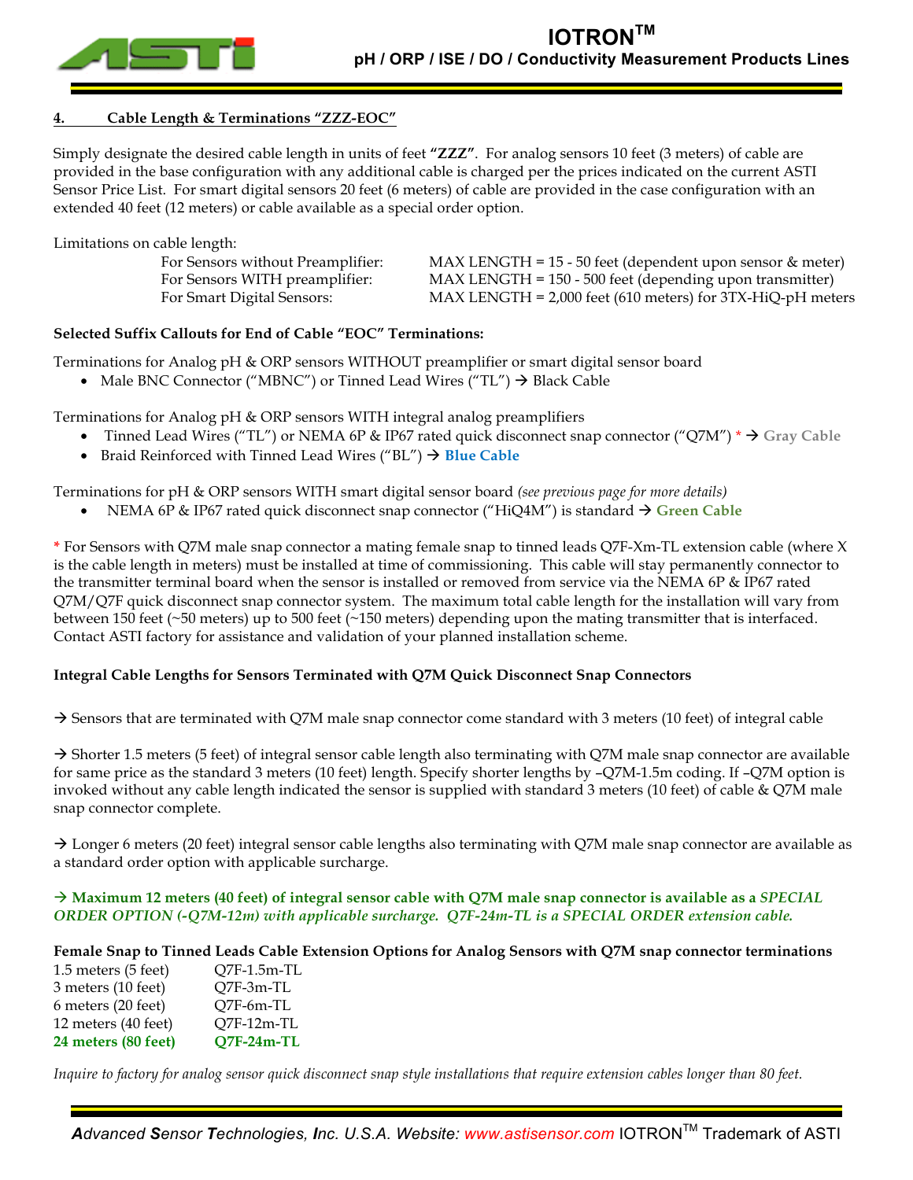## 4. Cable Length & Terminations "ZZZ-EOC"

Simply designate the desired cable length in units of feet **"ZZZ"**. For analog sensors 10 feet (3 meters) of cable are provided in the base configuration with any additional cable is charged per the prices indicated on the current ASTI Sensor Price List. For smart digital sensors 20 feet (6 meters) of cable are provided in the case configuration with an extended 40 feet (12 meters) or cable available as a special order option.

Limitations on cable length:

| | |
|---|---|
| For Sensors without Preamplifier: | MAX LENGTH = 15 - 50 feet (dependent upon sensor & meter) |
| For Sensors WITH preamplifier: | MAX LENGTH = 150 - 500 feet (depending upon transmitter) |
| For Smart Digital Sensors: | MAX LENGTH = 2,000 feet (610 meters) for 3TX-HiQ-pH meters |

**Selected Suffix Callouts for End of Cable "EOC" Terminations:**

Terminations for Analog pH & ORP sensors WITHOUT preamplifier or smart digital sensor board

- Male BNC Connector ("MBNC") or Tinned Lead Wires ("TL") → Black Cable

Terminations for Analog pH & ORP sensors WITH integral analog preamplifiers

- Tinned Lead Wires ("TL") or NEMA 6P & IP67 rated quick disconnect snap connector ("Q7M") * → **Gray Cable**
- Braid Reinforced with Tinned Lead Wires ("BL") → **Blue Cable**

Terminations for pH & ORP sensors WITH smart digital sensor board *(see previous page for more details)*

- NEMA 6P & IP67 rated quick disconnect snap connector ("HiQ4M") is standard → **Green Cable**

\* For Sensors with Q7M male snap connector a mating female snap to tinned leads Q7F-Xm-TL extension cable (where X is the cable length in meters) must be installed at time of commissioning. This cable will stay permanently connector to the transmitter terminal board when the sensor is installed or removed from service via the NEMA 6P & IP67 rated Q7M/Q7F quick disconnect snap connector system. The maximum total cable length for the installation will vary from between 150 feet (~50 meters) up to 500 feet (~150 meters) depending upon the mating transmitter that is interfaced. Contact ASTI factory for assistance and validation of your planned installation scheme.

**Integral Cable Lengths for Sensors Terminated with Q7M Quick Disconnect Snap Connectors**

→ Sensors that are terminated with Q7M male snap connector come standard with 3 meters (10 feet) of integral cable

→ Shorter 1.5 meters (5 feet) of integral sensor cable length also terminating with Q7M male snap connector are available for same price as the standard 3 meters (10 feet) length. Specify shorter lengths by –Q7M-1.5m coding. If –Q7M option is invoked without any cable length indicated the sensor is supplied with standard 3 meters (10 feet) of cable & Q7M male snap connector complete.

→ Longer 6 meters (20 feet) integral sensor cable lengths also terminating with Q7M male snap connector are available as a standard order option with applicable surcharge.

**→ Maximum 12 meters (40 feet) of integral sensor cable with Q7M male snap connector is available as a *SPECIAL ORDER OPTION (-Q7M-12m) with applicable surcharge. Q7F-24m-TL is a SPECIAL ORDER extension cable.***

**Female Snap to Tinned Leads Cable Extension Options for Analog Sensors with Q7M snap connector terminations**

| | |
|---|---|
| 1.5 meters (5 feet) | Q7F-1.5m-TL |
| 3 meters (10 feet) | Q7F-3m-TL |
| 6 meters (20 feet) | Q7F-6m-TL |
| 12 meters (40 feet) | Q7F-12m-TL |
| **24 meters (80 feet)** | **Q7F-24m-TL** |

*Inquire to factory for analog sensor quick disconnect snap style installations that require extension cables longer than 80 feet.*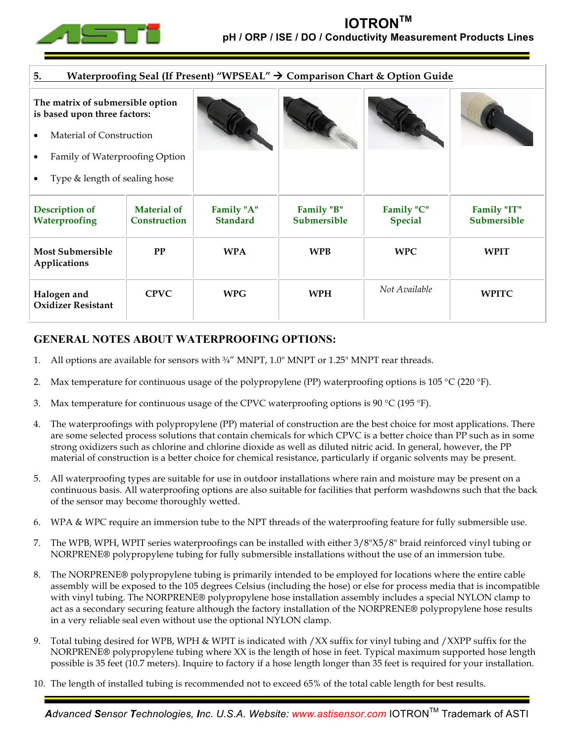## 5. Waterproofing Seal (If Present) "WPSEAL" → Comparison Chart & Option Guide

| The matrix of submersible option is based upon three factors:<br>• Material of Construction<br>• Family of Waterproofing Option<br>• Type & length of sealing hose | | | | | |
|---|---|---|---|---|---|
| **Description of Waterproofing** | **Material of Construction** | **Family "A" Standard** | **Family "B" Submersible** | **Family "C" Special** | **Family "IT" Submersible** |
| **Most Submersible Applications** | **PP** | **WPA** | **WPB** | **WPC** | **WPIT** |
| **Halogen and Oxidizer Resistant** | **CPVC** | **WPG** | **WPH** | *Not Available* | **WPITC** |

## GENERAL NOTES ABOUT WATERPROOFING OPTIONS:

1. All options are available for sensors with ¾" MNPT, 1.0" MNPT or 1.25" MNPT rear threads.
2. Max temperature for continuous usage of the polypropylene (PP) waterproofing options is 105 °C (220 °F).
3. Max temperature for continuous usage of the CPVC waterproofing options is 90 °C (195 °F).
4. The waterproofings with polypropylene (PP) material of construction are the best choice for most applications. There are some selected process solutions that contain chemicals for which CPVC is a better choice than PP such as in some strong oxidizers such as chlorine and chlorine dioxide as well as diluted nitric acid. In general, however, the PP material of construction is a better choice for chemical resistance, particularly if organic solvents may be present.
5. All waterproofing types are suitable for use in outdoor installations where rain and moisture may be present on a continuous basis. All waterproofing options are also suitable for facilities that perform washdowns such that the back of the sensor may become thoroughly wetted.
6. WPA & WPC require an immersion tube to the NPT threads of the waterproofing feature for fully submersible use.
7. The WPB, WPH, WPIT series waterproofings can be installed with either 3/8"X5/8" braid reinforced vinyl tubing or NORPRENE® polypropylene tubing for fully submersible installations without the use of an immersion tube.
8. The NORPRENE® polypropylene tubing is primarily intended to be employed for locations where the entire cable assembly will be exposed to the 105 degrees Celsius (including the hose) or else for process media that is incompatible with vinyl tubing. The NORPRENE® polypropylene hose installation assembly includes a special NYLON clamp to act as a secondary securing feature although the factory installation of the NORPRENE® polypropylene hose results in a very reliable seal even without use the optional NYLON clamp.
9. Total tubing desired for WPB, WPH & WPIT is indicated with /XX suffix for vinyl tubing and /XXPP suffix for the NORPRENE® polypropylene tubing where XX is the length of hose in feet. Typical maximum supported hose length possible is 35 feet (10.7 meters). Inquire to factory if a hose length longer than 35 feet is required for your installation.
10. The length of installed tubing is recommended not to exceed 65% of the total cable length for best results.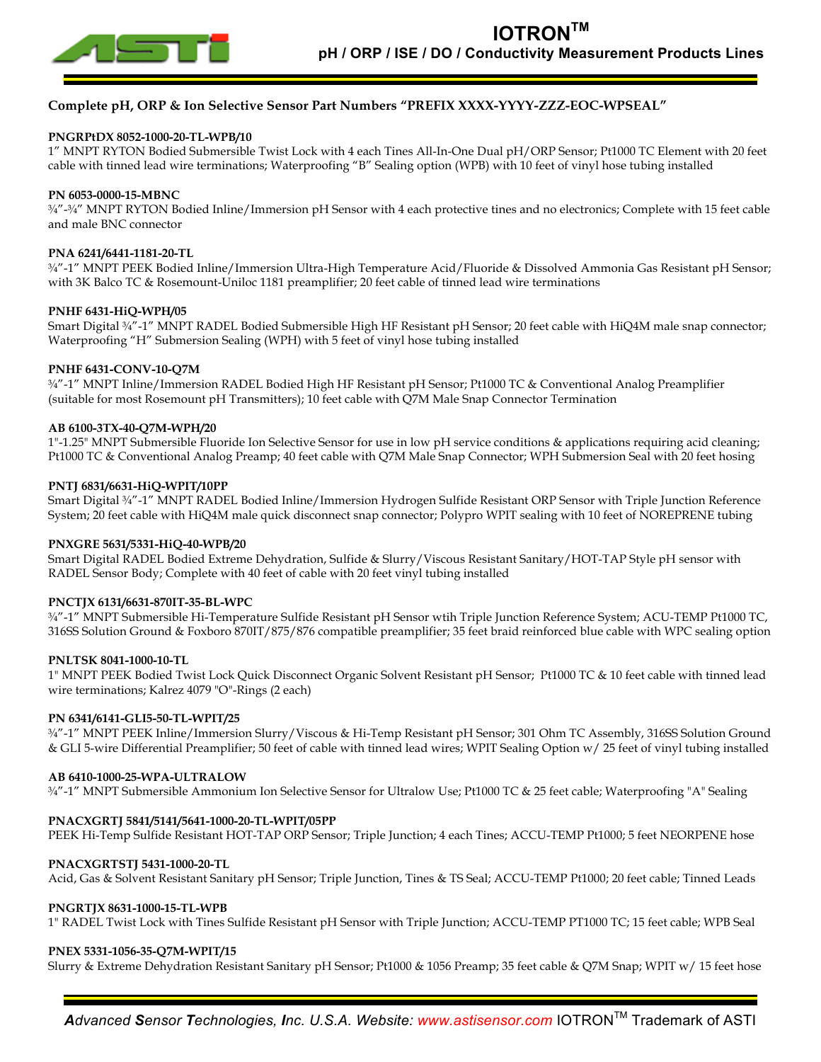# IOTRON™

## pH / ORP / ISE / DO / Conductivity Measurement Products Lines

### Complete pH, ORP & Ion Selective Sensor Part Numbers "PREFIX XXXX-YYYY-ZZZ-EOC-WPSEAL"

**PNGRPtDX 8052-1000-20-TL-WPB/10**
1" MNPT RYTON Bodied Submersible Twist Lock with 4 each Tines All-In-One Dual pH/ORP Sensor; Pt1000 TC Element with 20 feet cable with tinned lead wire terminations; Waterproofing "B" Sealing option (WPB) with 10 feet of vinyl hose tubing installed

**PN 6053-0000-15-MBNC**
¾"-¾" MNPT RYTON Bodied Inline/Immersion pH Sensor with 4 each protective tines and no electronics; Complete with 15 feet cable and male BNC connector

**PNA 6241/6441-1181-20-TL**
¾"-1" MNPT PEEK Bodied Inline/Immersion Ultra-High Temperature Acid/Fluoride & Dissolved Ammonia Gas Resistant pH Sensor; with 3K Balco TC & Rosemount-Uniloc 1181 preamplifier; 20 feet cable of tinned lead wire terminations

**PNHF 6431-HiQ-WPH/05**
Smart Digital ¾"-1" MNPT RADEL Bodied Submersible High HF Resistant pH Sensor; 20 feet cable with HiQ4M male snap connector; Waterproofing "H" Submersion Sealing (WPH) with 5 feet of vinyl hose tubing installed

**PNHF 6431-CONV-10-Q7M**
¾"-1" MNPT Inline/Immersion RADEL Bodied High HF Resistant pH Sensor; Pt1000 TC & Conventional Analog Preamplifier (suitable for most Rosemount pH Transmitters); 10 feet cable with Q7M Male Snap Connector Termination

**AB 6100-3TX-40-Q7M-WPH/20**
1"-1.25" MNPT Submersible Fluoride Ion Selective Sensor for use in low pH service conditions & applications requiring acid cleaning; Pt1000 TC & Conventional Analog Preamp; 40 feet cable with Q7M Male Snap Connector; WPH Submersion Seal with 20 feet hosing

**PNTJ 6831/6631-HiQ-WPIT/10PP**
Smart Digital ¾"-1" MNPT RADEL Bodied Inline/Immersion Hydrogen Sulfide Resistant ORP Sensor with Triple Junction Reference System; 20 feet cable with HiQ4M male quick disconnect snap connector; Polypro WPIT sealing with 10 feet of NOREPRENE tubing

**PNXGRE 5631/5331-HiQ-40-WPB/20**
Smart Digital RADEL Bodied Extreme Dehydration, Sulfide & Slurry/Viscous Resistant Sanitary/HOT-TAP Style pH sensor with RADEL Sensor Body; Complete with 40 feet of cable with 20 feet vinyl tubing installed

**PNCTJX 6131/6631-870IT-35-BL-WPC**
¾"-1" MNPT Submersible Hi-Temperature Sulfide Resistant pH Sensor wtih Triple Junction Reference System; ACU-TEMP Pt1000 TC, 316SS Solution Ground & Foxboro 870IT/875/876 compatible preamplifier; 35 feet braid reinforced blue cable with WPC sealing option

**PNLTSK 8041-1000-10-TL**
1" MNPT PEEK Bodied Twist Lock Quick Disconnect Organic Solvent Resistant pH Sensor; Pt1000 TC & 10 feet cable with tinned lead wire terminations; Kalrez 4079 "O"-Rings (2 each)

**PN 6341/6141-GLI5-50-TL-WPIT/25**
¾"-1" MNPT PEEK Inline/Immersion Slurry/Viscous & Hi-Temp Resistant pH Sensor; 301 Ohm TC Assembly, 316SS Solution Ground & GLI 5-wire Differential Preamplifier; 50 feet of cable with tinned lead wires; WPIT Sealing Option w/ 25 feet of vinyl tubing installed

**AB 6410-1000-25-WPA-ULTRALOW**
¾"-1" MNPT Submersible Ammonium Ion Selective Sensor for Ultralow Use; Pt1000 TC & 25 feet cable; Waterproofing "A" Sealing

**PNACXGRTJ 5841/5141/5641-1000-20-TL-WPIT/05PP**
PEEK Hi-Temp Sulfide Resistant HOT-TAP ORP Sensor; Triple Junction; 4 each Tines; ACCU-TEMP Pt1000; 5 feet NEORPENE hose

**PNACXGRTSTJ 5431-1000-20-TL**
Acid, Gas & Solvent Resistant Sanitary pH Sensor; Triple Junction, Tines & TS Seal; ACCU-TEMP Pt1000; 20 feet cable; Tinned Leads

**PNGRTJX 8631-1000-15-TL-WPB**
1" RADEL Twist Lock with Tines Sulfide Resistant pH Sensor with Triple Junction; ACCU-TEMP PT1000 TC; 15 feet cable; WPB Seal

**PNEX 5331-1056-35-Q7M-WPIT/15**
Slurry & Extreme Dehydration Resistant Sanitary pH Sensor; Pt1000 & 1056 Preamp; 35 feet cable & Q7M Snap; WPIT w/ 15 feet hose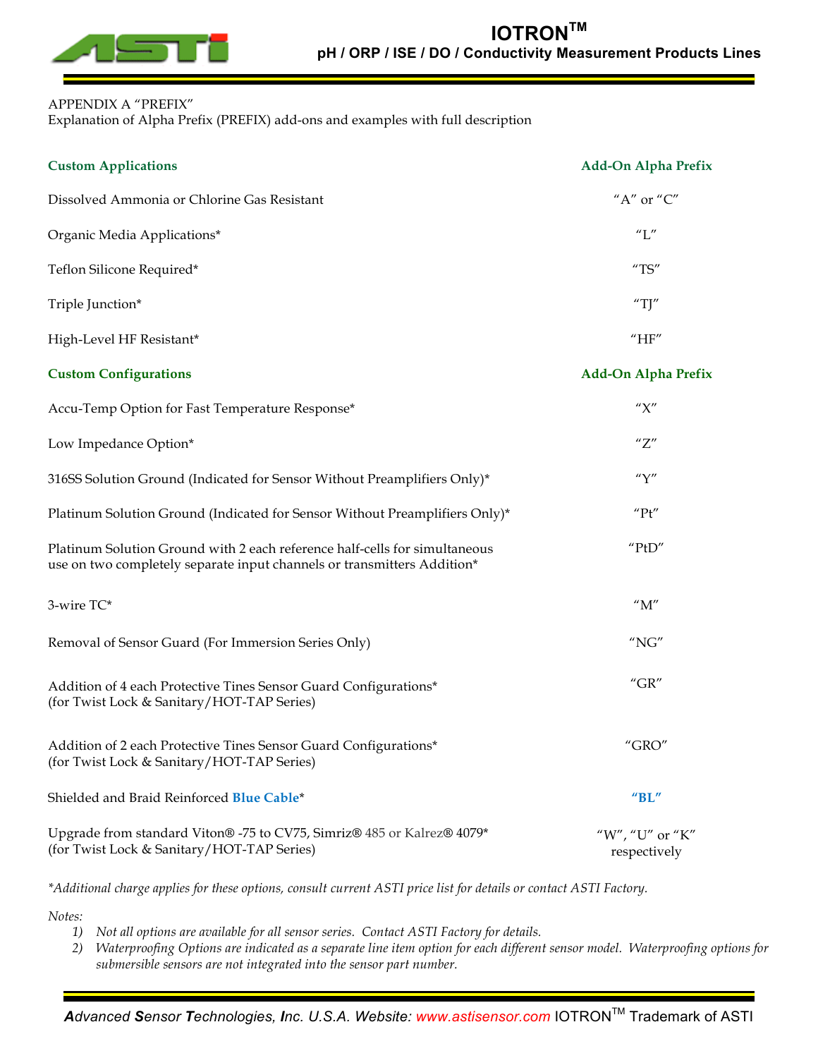APPENDIX A “PREFIX”
Explanation of Alpha Prefix (PREFIX) add-ons and examples with full description

| **Custom Applications** | **Add-On Alpha Prefix** |
|---|---|
| Dissolved Ammonia or Chlorine Gas Resistant | “A” or “C” |
| Organic Media Applications* | “L” |
| Teflon Silicone Required* | “TS” |
| Triple Junction* | “TJ” |
| High-Level HF Resistant* | “HF” |
| **Custom Configurations** | **Add-On Alpha Prefix** |
| Accu-Temp Option for Fast Temperature Response* | “X” |
| Low Impedance Option* | “Z” |
| 316SS Solution Ground (Indicated for Sensor Without Preamplifiers Only)* | “Y” |
| Platinum Solution Ground (Indicated for Sensor Without Preamplifiers Only)* | “Pt” |
| Platinum Solution Ground with 2 each reference half-cells for simultaneous use on two completely separate input channels or transmitters Addition* | “PtD” |
| 3-wire TC* | “M” |
| Removal of Sensor Guard (For Immersion Series Only) | “NG” |
| Addition of 4 each Protective Tines Sensor Guard Configurations* (for Twist Lock & Sanitary/HOT-TAP Series) | “GR” |
| Addition of 2 each Protective Tines Sensor Guard Configurations* (for Twist Lock & Sanitary/HOT-TAP Series) | “GRO” |
| Shielded and Braid Reinforced **Blue Cable*** | **“BL”** |
| Upgrade from standard Viton® -75 to CV75, Simriz® 485 or Kalrez® 4079* (for Twist Lock & Sanitary/HOT-TAP Series) | “W”, “U” or “K” respectively |

*\*Additional charge applies for these options, consult current ASTI price list for details or contact ASTI Factory.*

*Notes:*

1) *Not all options are available for all sensor series. Contact ASTI Factory for details.*
2) *Waterproofing Options are indicated as a separate line item option for each different sensor model. Waterproofing options for submersible sensors are not integrated into the sensor part number.*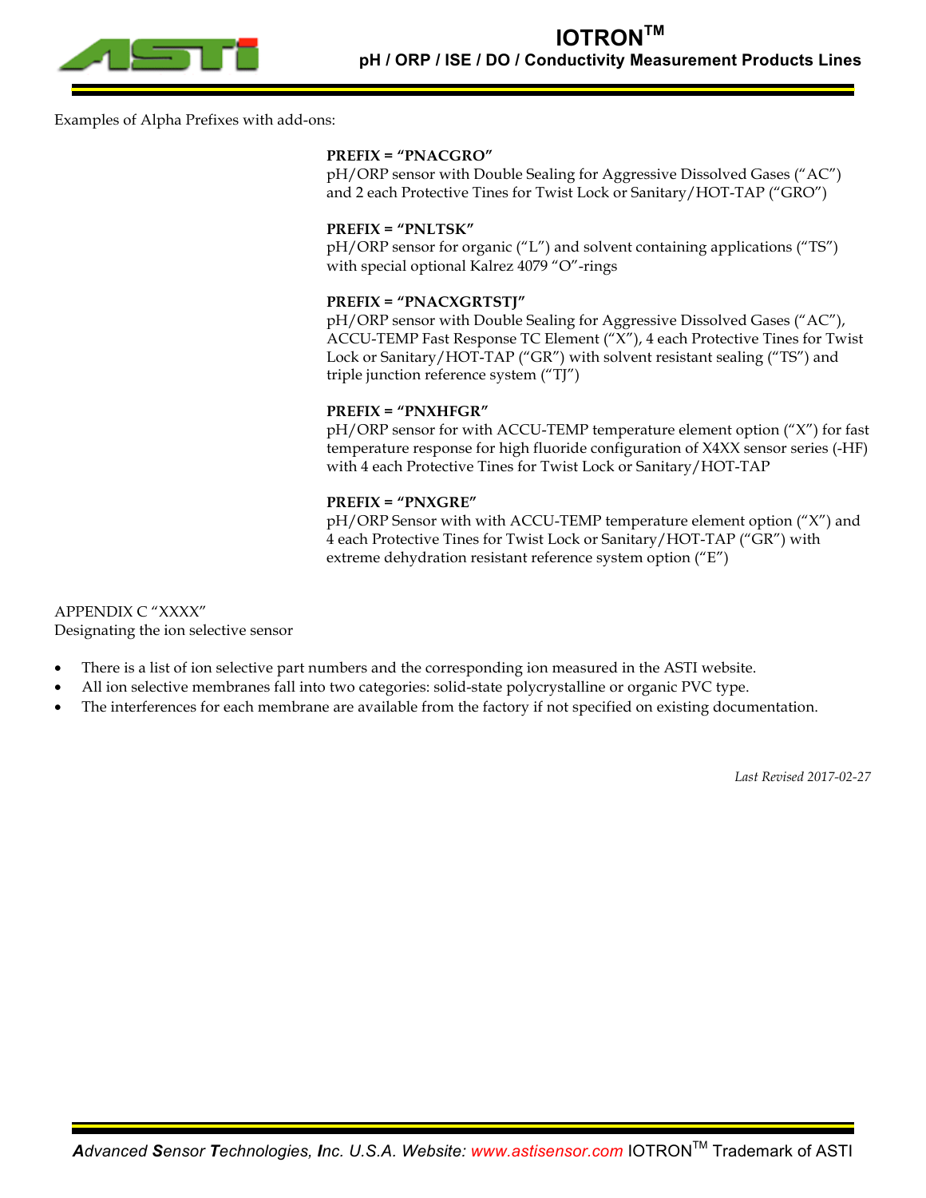Examples of Alpha Prefixes with add-ons:

**PREFIX = "PNACGRO"**
pH/ORP sensor with Double Sealing for Aggressive Dissolved Gases ("AC") and 2 each Protective Tines for Twist Lock or Sanitary/HOT-TAP ("GRO")

**PREFIX = "PNLTSK"**
pH/ORP sensor for organic ("L") and solvent containing applications ("TS") with special optional Kalrez 4079 "O"-rings

**PREFIX = "PNACXGRTSTJ"**
pH/ORP sensor with Double Sealing for Aggressive Dissolved Gases ("AC"), ACCU-TEMP Fast Response TC Element ("X"), 4 each Protective Tines for Twist Lock or Sanitary/HOT-TAP ("GR") with solvent resistant sealing ("TS") and triple junction reference system ("TJ")

**PREFIX = "PNXHFGR"**
pH/ORP sensor for with ACCU-TEMP temperature element option ("X") for fast temperature response for high fluoride configuration of X4XX sensor series (-HF) with 4 each Protective Tines for Twist Lock or Sanitary/HOT-TAP

**PREFIX = "PNXGRE"**
pH/ORP Sensor with with ACCU-TEMP temperature element option ("X") and 4 each Protective Tines for Twist Lock or Sanitary/HOT-TAP ("GR") with extreme dehydration resistant reference system option ("E")

APPENDIX C "XXXX"
Designating the ion selective sensor

- There is a list of ion selective part numbers and the corresponding ion measured in the ASTI website.
- All ion selective membranes fall into two categories: solid-state polycrystalline or organic PVC type.
- The interferences for each membrane are available from the factory if not specified on existing documentation.

*Last Revised 2017-02-27*